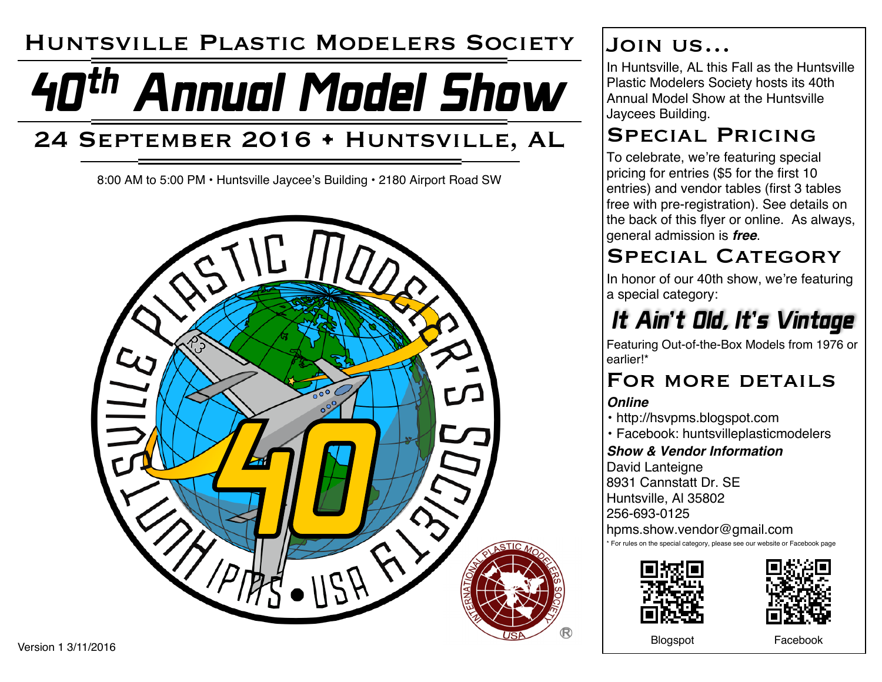# Huntsville Plastic Modelers Society

# 40th Annual Model Show

## 24 September 2016 • Huntsville, AL

8:00 AM to 5:00 PM • Huntsville Jaycee's Building • 2180 Airport Road SW

Version 1 3/11/2016

## Join us...

In Huntsville, AL this Fall as the Huntsville Plastic Modelers Society hosts its 40th Annual Model Show at the Huntsville Jaycees Building.

## Special Pricing

To celebrate, we're featuring special pricing for entries ($5 for the first 10 entries) and vendor tables (first 3 tables free with pre-registration). See details on the back of this flyer or online. As always, general admission is ***free***.

## Special Category

In honor of our 40th show, we're featuring a special category:

### It Ain't Old, It's Vintage

Featuring Out-of-the-Box Models from 1976 or earlier!*

## For more details

***Online***

- http://hsvpms.blogspot.com
- Facebook: huntsvilleplasticmodelers

***Show & Vendor Information***

David Lanteigne
8931 Cannstatt Dr. SE
Huntsville, Al 35802
256-693-0125
hpms.show.vendor@gmail.com

\* For rules on the special category, please see our website or Facebook page

Blogspot

Facebook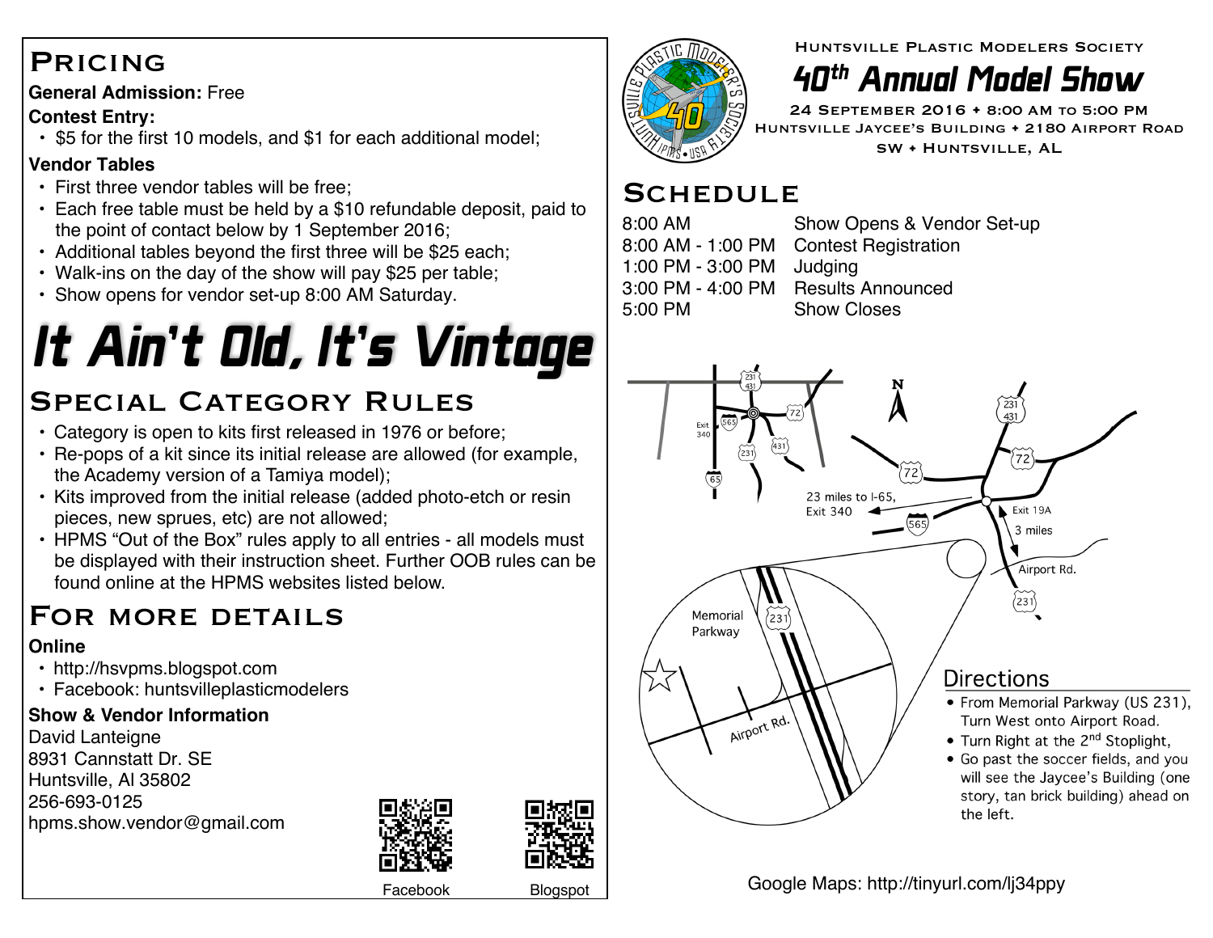# Pricing

**General Admission:** Free

**Contest Entry:**

- $5 for the first 10 models, and $1 for each additional model;

**Vendor Tables**

- First three vendor tables will be free;
- Each free table must be held by a $10 refundable deposit, paid to the point of contact below by 1 September 2016;
- Additional tables beyond the first three will be $25 each;
- Walk-ins on the day of the show will pay $25 per table;
- Show opens for vendor set-up 8:00 AM Saturday.

# It Ain't Old, It's Vintage

## Special Category Rules

- Category is open to kits first released in 1976 or before;
- Re-pops of a kit since its initial release are allowed (for example, the Academy version of a Tamiya model);
- Kits improved from the initial release (added photo-etch or resin pieces, new sprues, etc) are not allowed;
- HPMS "Out of the Box" rules apply to all entries - all models must be displayed with their instruction sheet. Further OOB rules can be found online at the HPMS websites listed below.

## For more details

**Online**

- http://hsvpms.blogspot.com
- Facebook: huntsvilleplasticmodelers

**Show & Vendor Information**

David Lanteigne
8931 Cannstatt Dr. SE
Huntsville, Al 35802
256-693-0125
hpms.show.vendor@gmail.com

Facebook

Blogspot

Huntsville Plastic Modelers Society

# 40th Annual Model Show

24 September 2016 • 8:00 AM to 5:00 PM
Huntsville Jaycee's Building • 2180 Airport Road SW • Huntsville, AL

## Schedule

| | |
|---|---|
| 8:00 AM | Show Opens & Vendor Set-up |
| 8:00 AM - 1:00 PM | Contest Registration |
| 1:00 PM - 3:00 PM | Judging |
| 3:00 PM - 4:00 PM | Results Announced |
| 5:00 PM | Show Closes |

Exit 340
565
231
431
72
65
N
23 miles to I-65, Exit 340
Exit 19A
3 miles
Airport Rd.
Memorial Parkway
Airport Rd.

## Directions

- From Memorial Parkway (US 231), Turn West onto Airport Road.
- Turn Right at the 2nd Stoplight,
- Go past the soccer fields, and you will see the Jaycee's Building (one story, tan brick building) ahead on the left.

Google Maps: http://tinyurl.com/lj34ppy